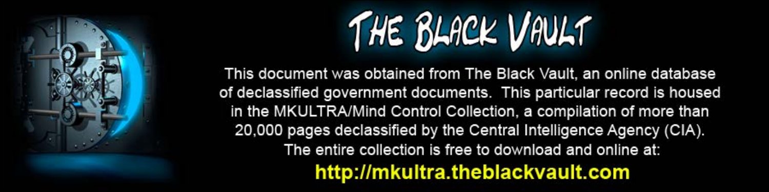# THE BLACK VAULT

This document was obtained from The Black Vault, an online database of declassified government documents. This particular record is housed in the MKULTRA/Mind Control Collection, a compilation of more than 20,000 pages declassified by the Central Intelligence Agency (CIA). The entire collection is free to download and online at:

**http://mkultra.theblackvault.com**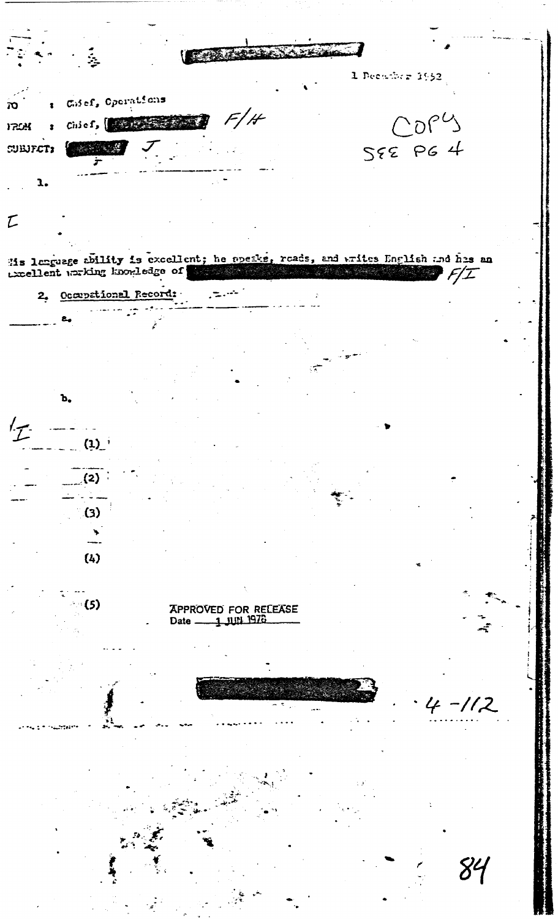1 December 1952

TO : Chief, Operations

FROM : Chief, [REDACTED] F/H

SUBJECT: [REDACTED] J

COPY
SEE PG 4

1.

I

His language ability is excellent; he speaks, reads, and writes English and has an excellent working knowledge of [REDACTED] F/I

2. Occupational Record:

a.

b.

I

(1)

(2)

(3)

(4)

(5)

APPROVED FOR RELEASE
Date 1 JUN 1976

4-112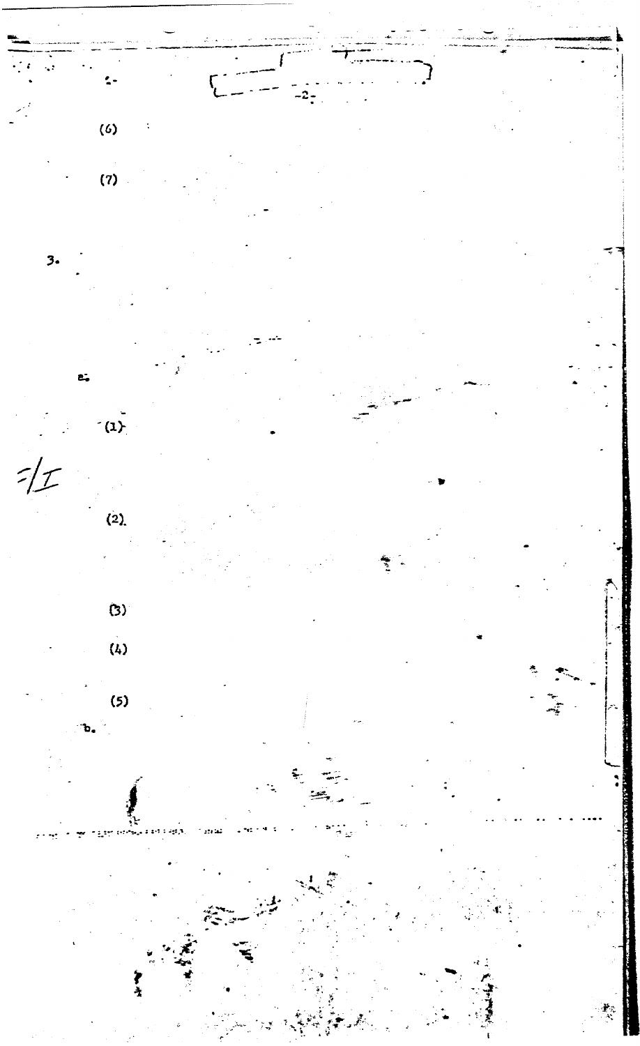(6)

(7)

3.

a.

(1)

(2)

(3)

(4)

(5)

b.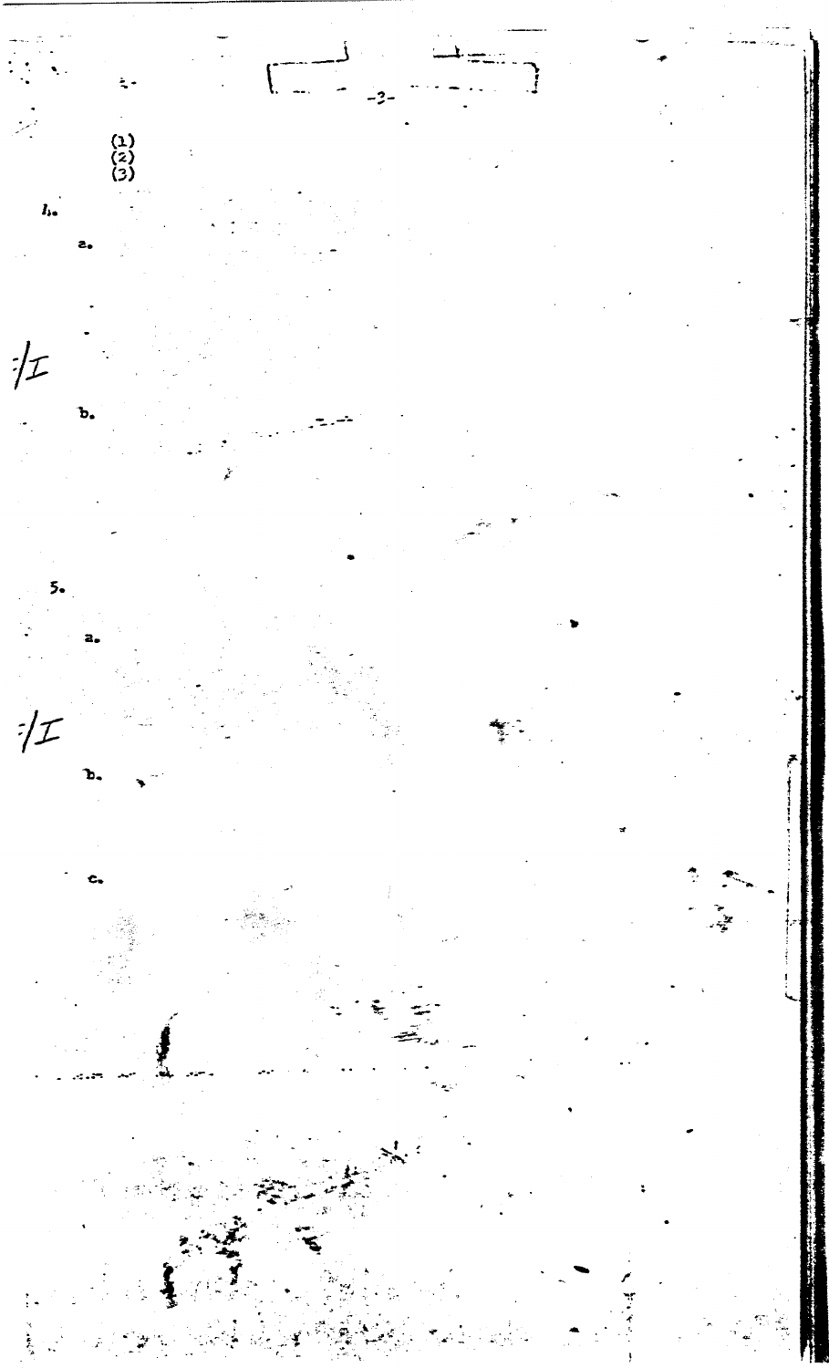(1)
(2)
(3)

4.

a.

:/I

b.

5.

a.

:/I

b.

c.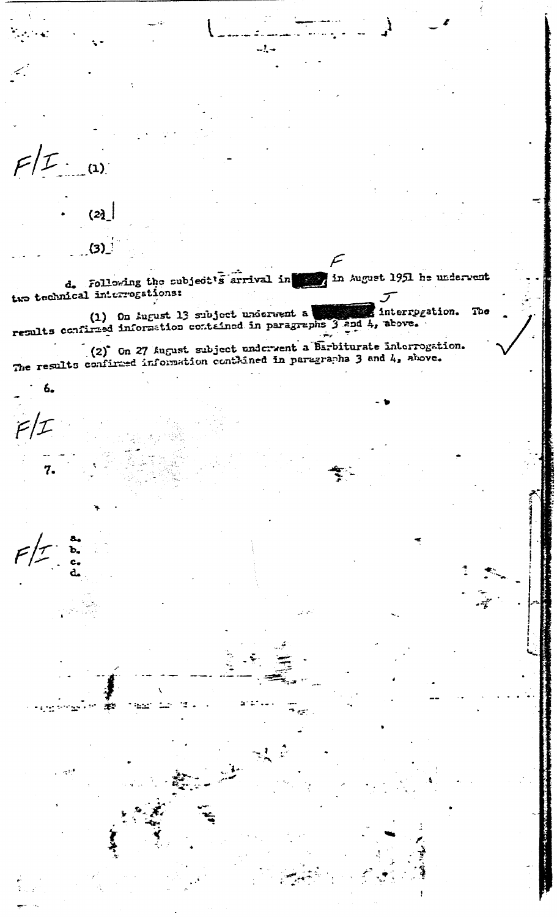F/I (1)

(2)

(3)

d. Following the subject's arrival in [redacted] in August 1951 he underwent two technical interrogations:

(1) On August 13 subject underwent a [redacted] interrogation. The results confirmed information contained in paragraphs 3 and 4, above.

(2) On 27 August subject underwent a Barbiturate interrogation. The results confirmed information contained in paragraphs 3 and 4, above.

6.

F/I

7.

F/I

a.
b.
c.
d.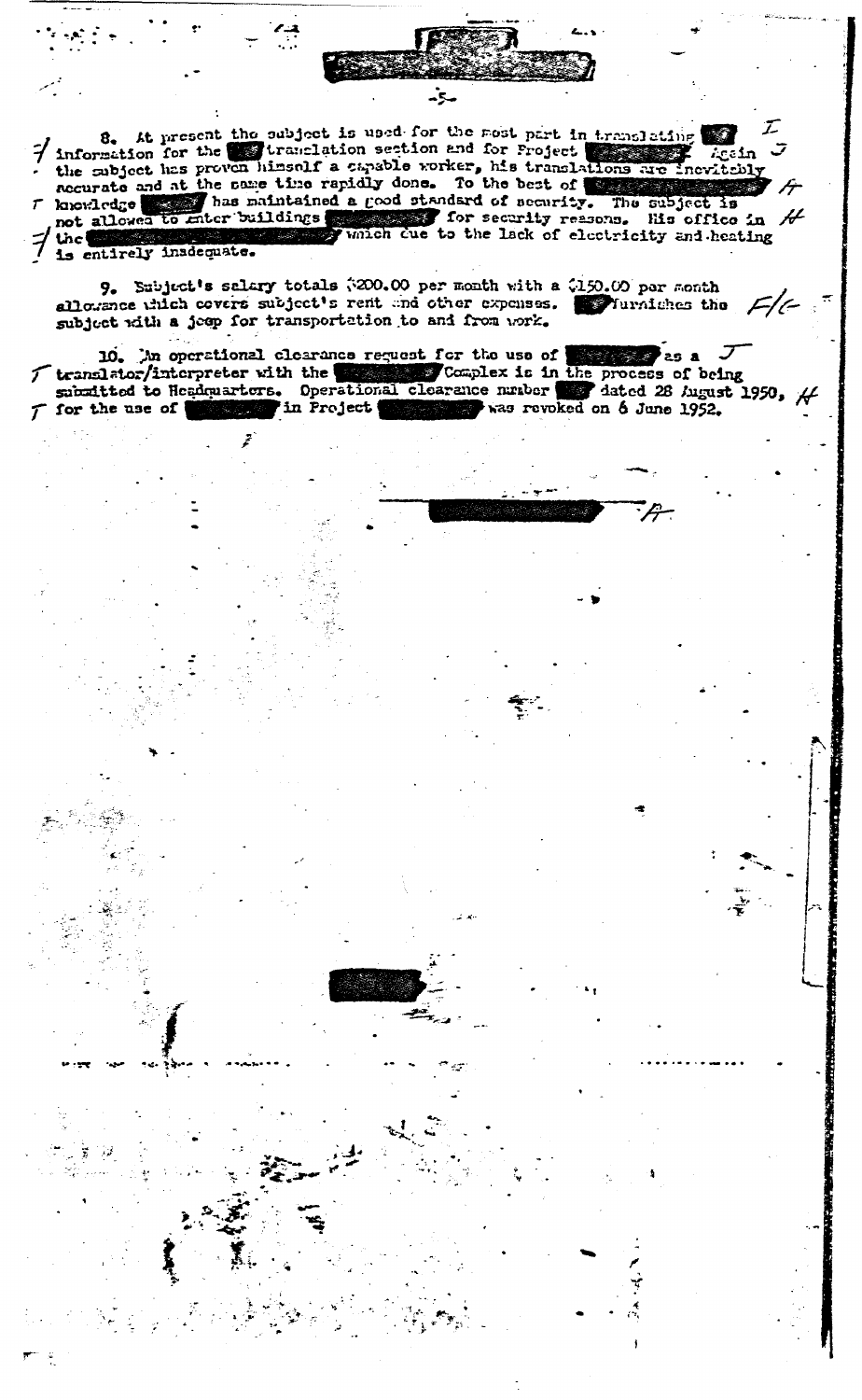8. At present the subject is used for the most part in translating ▇ information for the ▇ translation section and for Project ▇. Again the subject has proven himself a capable worker, his translations are inevitably accurate and at the same time rapidly done. To the best of ▇ knowledge ▇ has maintained a good standard of security. The subject is not allowed to enter buildings ▇ for security reasons. His office in the ▇ which due to the lack of electricity and heating is entirely inadequate.

9. Subject's salary totals $200.00 per month with a $150.00 per month allowance which covers subject's rent and other expenses. ▇ furnishes the subject with a jeep for transportation to and from work.

10. An operational clearance request for the use of ▇ as a translator/interpreter with the ▇ Complex is in the process of being submitted to Headquarters. Operational clearance number ▇ dated 28 August 1950, for the use of ▇ in Project ▇ was revoked on 6 June 1952.

▇

▇